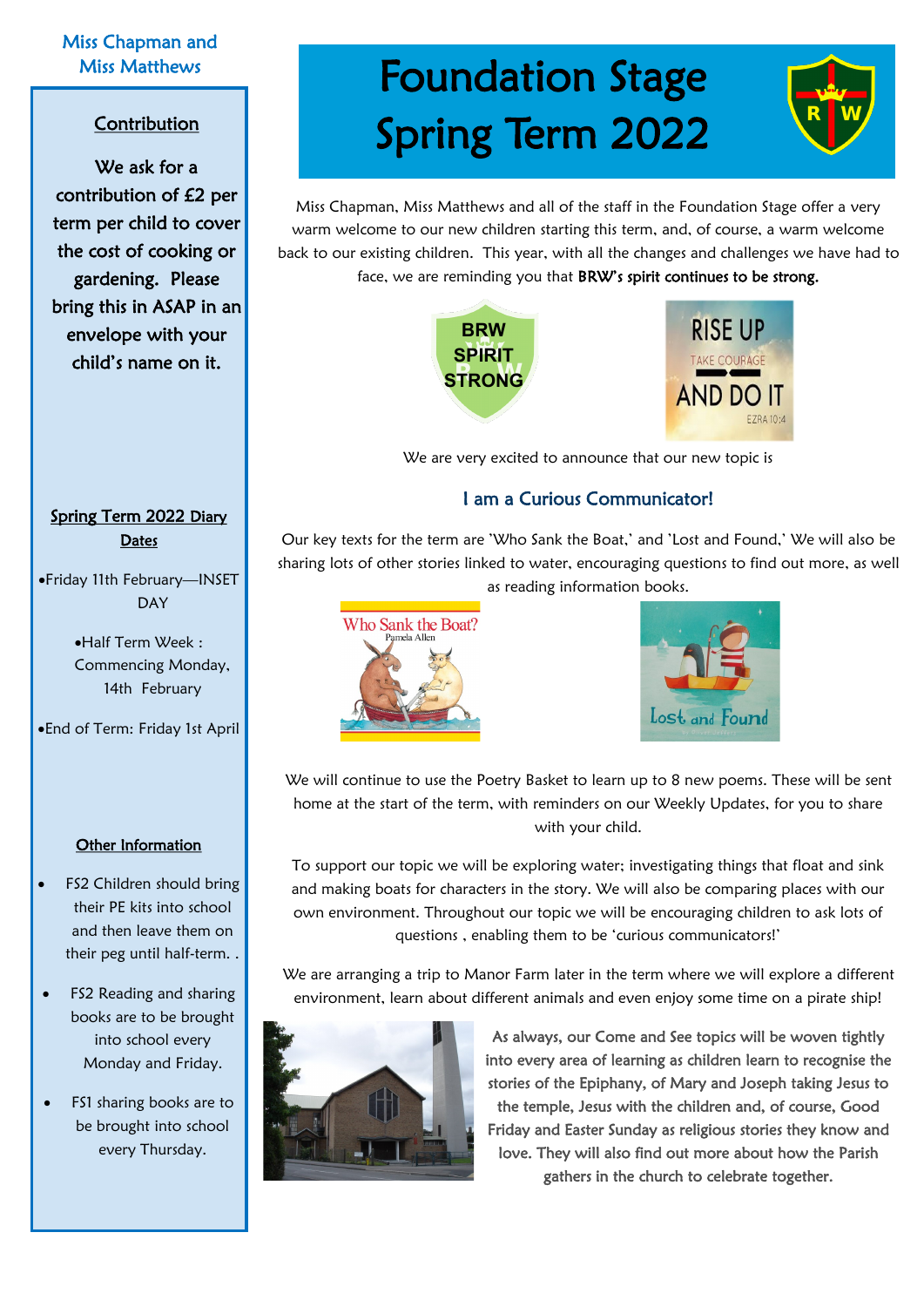# Foundation Stage Spring Term 2022

Miss Chapman, Miss Matthews and all of the staff in the Foundation Stage offer a very warm welcome to our new children starting this term, and, of course, a warm welcome back to our existing children. This year, with all the changes and challenges we have had to face, we are reminding you that **BRW's spirit continues to be strong.**

BRW SPIRIT STRONG

RISE UP TAKE COURAGE AND DO IT EZRA 10:4

We are very excited to announce that our new topic is

## I am a Curious Communicator!

Our key texts for the term are 'Who Sank the Boat,' and 'Lost and Found,' We will also be sharing lots of other stories linked to water, encouraging questions to find out more, as well as reading information books.

We will continue to use the Poetry Basket to learn up to 8 new poems. These will be sent home at the start of the term, with reminders on our Weekly Updates, for you to share with your child.

To support our topic we will be exploring water; investigating things that float and sink and making boats for characters in the story. We will also be comparing places with our own environment. Throughout our topic we will be encouraging children to ask lots of questions , enabling them to be 'curious communicators!'

We are arranging a trip to Manor Farm later in the term where we will explore a different environment, learn about different animals and even enjoy some time on a pirate ship!

As always, our Come and See topics will be woven tightly into every area of learning as children learn to recognise the stories of the Epiphany, of Mary and Joseph taking Jesus to the temple, Jesus with the children and, of course, Good Friday and Easter Sunday as religious stories they know and love. They will also find out more about how the Parish gathers in the church to celebrate together.

Miss Chapman and Miss Matthews

### Contribution

We ask for a contribution of £2 per term per child to cover the cost of cooking or gardening. Please bring this in ASAP in an envelope with your child's name on it.

### Spring Term 2022 Diary Dates

- Friday 11th February—INSET DAY
- Half Term Week : Commencing Monday, 14th February
- End of Term: Friday 1st April

### Other Information

- FS2 Children should bring their PE kits into school and then leave them on their peg until half-term. .
- FS2 Reading and sharing books are to be brought into school every Monday and Friday.
- FS1 sharing books are to be brought into school every Thursday.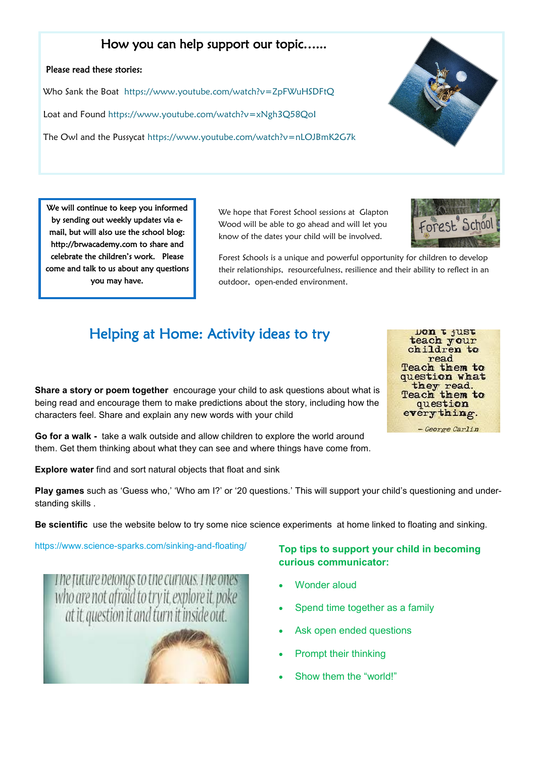## How you can help support our topic……

**Please read these stories:**

Who Sank the Boat https://www.youtube.com/watch?v=ZpFWuHSDFtQ

Loat and Found https://www.youtube.com/watch?v=xNgh3Q58QoI

The Owl and the Pussycat https://www.youtube.com/watch?v=nLOJBmK2G7k

We will continue to keep you informed by sending out weekly updates via e-mail, but will also use the school blog: http://brwacademy.com to share and celebrate the children's work. Please come and talk to us about any questions you may have.

We hope that Forest School sessions at Glapton Wood will be able to go ahead and will let you know of the dates your child will be involved.

Forest Schools is a unique and powerful opportunity for children to develop their relationships, resourcefulness, resilience and their ability to reflect in an outdoor, open-ended environment.

## Helping at Home: Activity ideas to try

**Share a story or poem together** encourage your child to ask questions about what is being read and encourage them to make predictions about the story, including how the characters feel. Share and explain any new words with your child

**Go for a walk -** take a walk outside and allow children to explore the world around them. Get them thinking about what they can see and where things have come from.

**Explore water** find and sort natural objects that float and sink

**Play games** such as 'Guess who,' 'Who am I?' or '20 questions.' This will support your child's questioning and understanding skills .

**Be scientific** use the website below to try some nice science experiments at home linked to floating and sinking.

https://www.science-sparks.com/sinking-and-floating/

### Top tips to support your child in becoming curious communicator:

- Wonder aloud
- Spend time together as a family
- Ask open ended questions
- Prompt their thinking
- Show them the "world!"